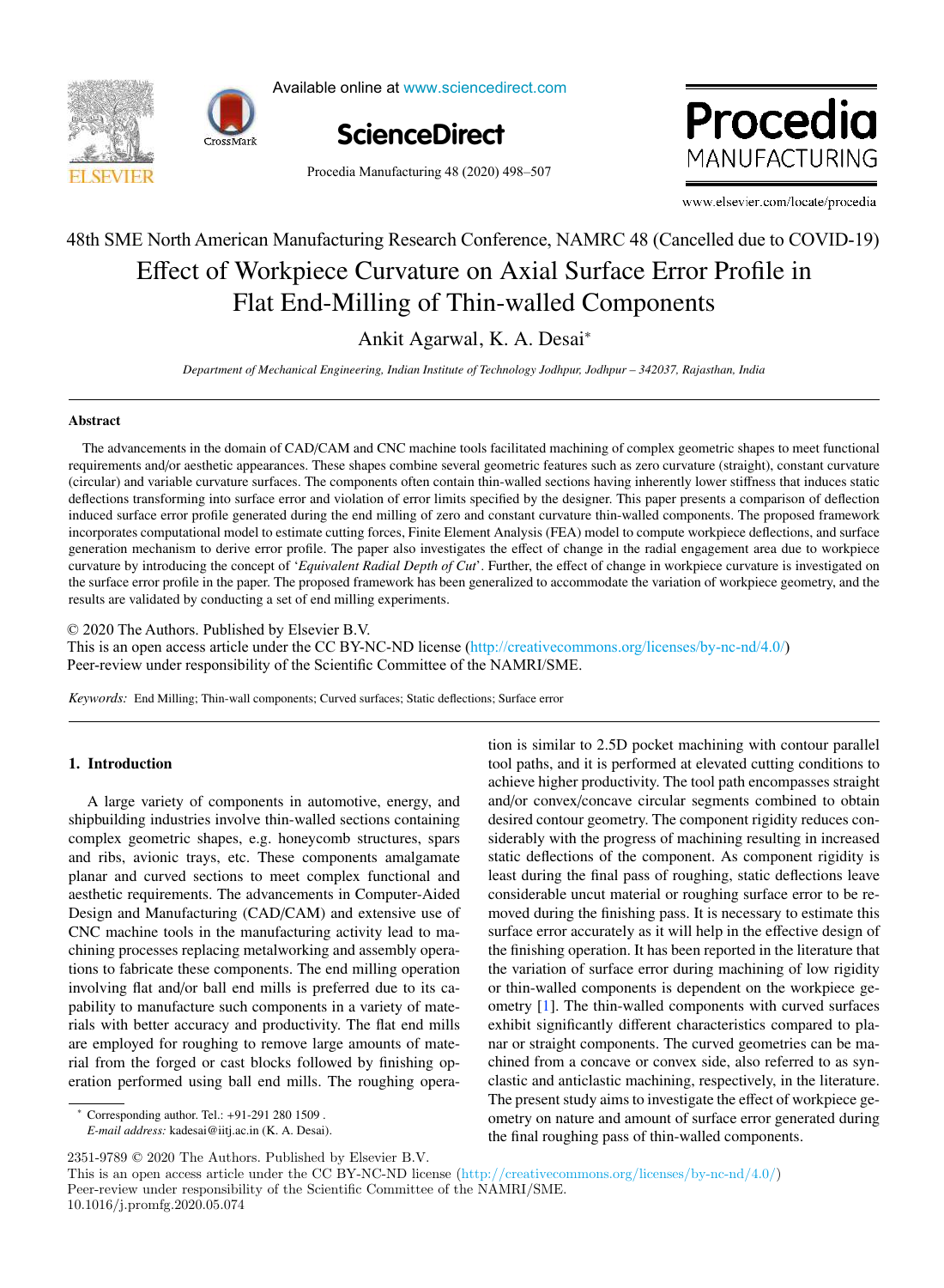48th SME North American Manufacturing Research Conference, NAMRC 48 (Cancelled due to COVID-19)

# Effect of Workpiece Curvature on Axial Surface Error Profile in Flat End-Milling of Thin-walled Components

Ankit Agarwal, K. A. Desai*

*Department of Mechanical Engineering, Indian Institute of Technology Jodhpur, Jodhpur – 342037, Rajasthan, India*

## Abstract

The advancements in the domain of CAD/CAM and CNC machine tools facilitated machining of complex geometric shapes to meet functional requirements and/or aesthetic appearances. These shapes combine several geometric features such as zero curvature (straight), constant curvature (circular) and variable curvature surfaces. The components often contain thin-walled sections having inherently lower stiffness that induces static deflections transforming into surface error and violation of error limits specified by the designer. This paper presents a comparison of deflection induced surface error profile generated during the end milling of zero and constant curvature thin-walled components. The proposed framework incorporates computational model to estimate cutting forces, Finite Element Analysis (FEA) model to compute workpiece deflections, and surface generation mechanism to derive error profile. The paper also investigates the effect of change in the radial engagement area due to workpiece curvature by introducing the concept of '*Equivalent Radial Depth of Cut*'. Further, the effect of change in workpiece curvature is investigated on the surface error profile in the paper. The proposed framework has been generalized to accommodate the variation of workpiece geometry, and the results are validated by conducting a set of end milling experiments.

© 2020 The Authors. Published by Elsevier B.V.
This is an open access article under the CC BY-NC-ND license (http://creativecommons.org/licenses/by-nc-nd/4.0/)
Peer-review under responsibility of the Scientific Committee of the NAMRI/SME.

*Keywords:* End Milling; Thin-wall components; Curved surfaces; Static deflections; Surface error

## 1. Introduction

A large variety of components in automotive, energy, and shipbuilding industries involve thin-walled sections containing complex geometric shapes, e.g. honeycomb structures, spars and ribs, avionic trays, etc. These components amalgamate planar and curved sections to meet complex functional and aesthetic requirements. The advancements in Computer-Aided Design and Manufacturing (CAD/CAM) and extensive use of CNC machine tools in the manufacturing activity lead to machining processes replacing metalworking and assembly operations to fabricate these components. The end milling operation involving flat and/or ball end mills is preferred due to its capability to manufacture such components in a variety of materials with better accuracy and productivity. The flat end mills are employed for roughing to remove large amounts of material from the forged or cast blocks followed by finishing operation performed using ball end mills. The roughing operation is similar to 2.5D pocket machining with contour parallel tool paths, and it is performed at elevated cutting conditions to achieve higher productivity. The tool path encompasses straight and/or convex/concave circular segments combined to obtain desired contour geometry. The component rigidity reduces considerably with the progress of machining resulting in increased static deflections of the component. As component rigidity is least during the final pass of roughing, static deflections leave considerable uncut material or roughing surface error to be removed during the finishing pass. It is necessary to estimate this surface error accurately as it will help in the effective design of the finishing operation. It has been reported in the literature that the variation of surface error during machining of low rigidity or thin-walled components is dependent on the workpiece geometry [1]. The thin-walled components with curved surfaces exhibit significantly different characteristics compared to planar or straight components. The curved geometries can be machined from a concave or convex side, also referred to as synclastic and anticlastic machining, respectively, in the literature. The present study aims to investigate the effect of workpiece geometry on nature and amount of surface error generated during the final roughing pass of thin-walled components.

* Corresponding author. Tel.: +91-291 280 1509 .
*E-mail address:* kadesai@iitj.ac.in (K. A. Desai).

2351-9789 © 2020 The Authors. Published by Elsevier B.V.
This is an open access article under the CC BY-NC-ND license (http://creativecommons.org/licenses/by-nc-nd/4.0/)
Peer-review under responsibility of the Scientific Committee of the NAMRI/SME.
10.1016/j.promfg.2020.05.074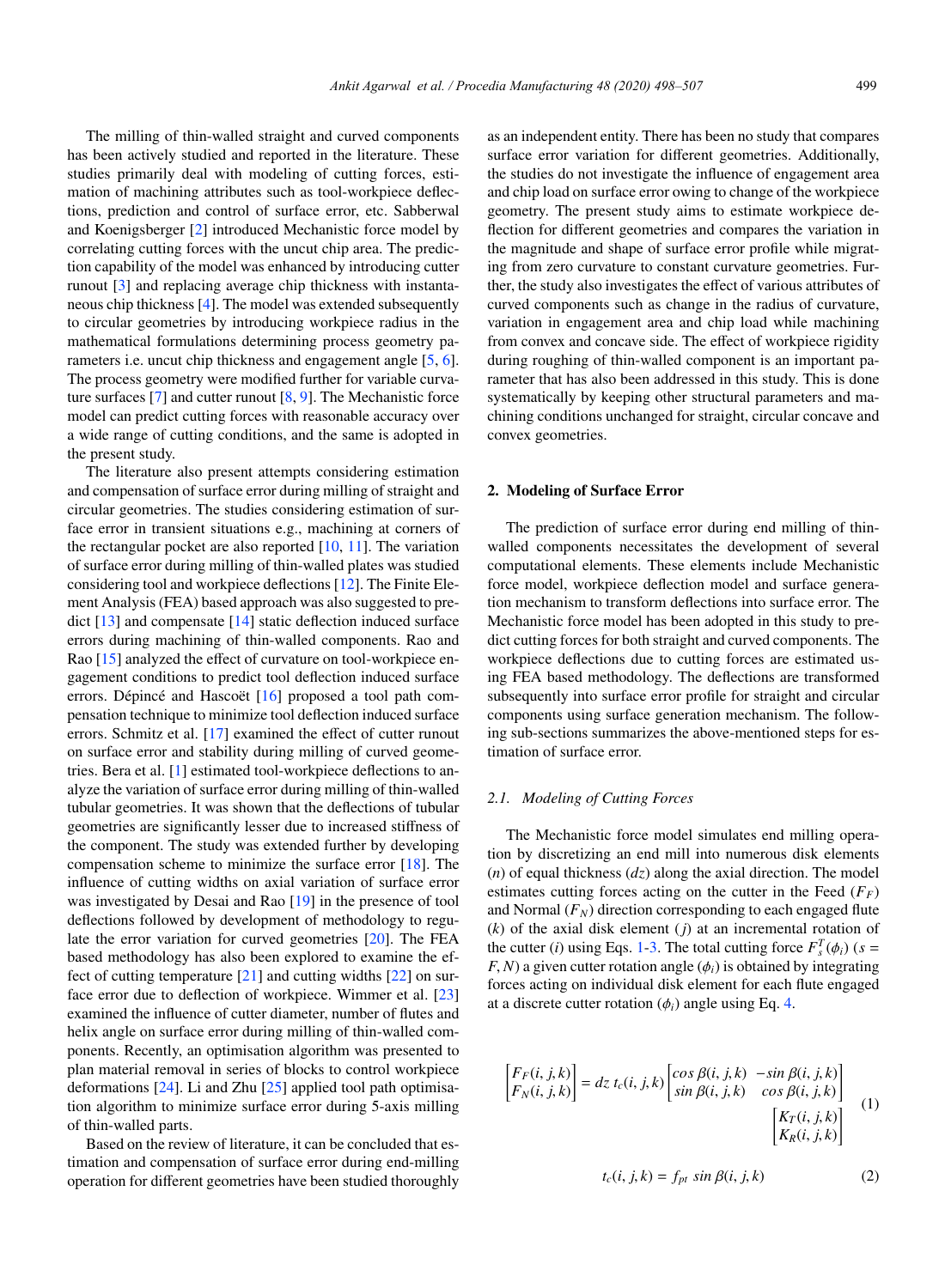The milling of thin-walled straight and curved components has been actively studied and reported in the literature. These studies primarily deal with modeling of cutting forces, estimation of machining attributes such as tool-workpiece deflections, prediction and control of surface error, etc. Sabberwal and Koenigsberger [2] introduced Mechanistic force model by correlating cutting forces with the uncut chip area. The prediction capability of the model was enhanced by introducing cutter runout [3] and replacing average chip thickness with instantaneous chip thickness [4]. The model was extended subsequently to circular geometries by introducing workpiece radius in the mathematical formulations determining process geometry parameters i.e. uncut chip thickness and engagement angle [5, 6]. The process geometry were modified further for variable curvature surfaces [7] and cutter runout [8, 9]. The Mechanistic force model can predict cutting forces with reasonable accuracy over a wide range of cutting conditions, and the same is adopted in the present study.

The literature also present attempts considering estimation and compensation of surface error during milling of straight and circular geometries. The studies considering estimation of surface error in transient situations e.g., machining at corners of the rectangular pocket are also reported [10, 11]. The variation of surface error during milling of thin-walled plates was studied considering tool and workpiece deflections [12]. The Finite Element Analysis (FEA) based approach was also suggested to predict [13] and compensate [14] static deflection induced surface errors during machining of thin-walled components. Rao and Rao [15] analyzed the effect of curvature on tool-workpiece engagement conditions to predict tool deflection induced surface errors. Dépincé and Hascoët [16] proposed a tool path compensation technique to minimize tool deflection induced surface errors. Schmitz et al. [17] examined the effect of cutter runout on surface error and stability during milling of curved geometries. Bera et al. [1] estimated tool-workpiece deflections to analyze the variation of surface error during milling of thin-walled tubular geometries. It was shown that the deflections of tubular geometries are significantly lesser due to increased stiffness of the component. The study was extended further by developing compensation scheme to minimize the surface error [18]. The influence of cutting widths on axial variation of surface error was investigated by Desai and Rao [19] in the presence of tool deflections followed by development of methodology to regulate the error variation for curved geometries [20]. The FEA based methodology has also been explored to examine the effect of cutting temperature [21] and cutting widths [22] on surface error due to deflection of workpiece. Wimmer et al. [23] examined the influence of cutter diameter, number of flutes and helix angle on surface error during milling of thin-walled components. Recently, an optimisation algorithm was presented to plan material removal in series of blocks to control workpiece deformations [24]. Li and Zhu [25] applied tool path optimisation algorithm to minimize surface error during 5-axis milling of thin-walled parts.

Based on the review of literature, it can be concluded that estimation and compensation of surface error during end-milling operation for different geometries have been studied thoroughly as an independent entity. There has been no study that compares surface error variation for different geometries. Additionally, the studies do not investigate the influence of engagement area and chip load on surface error owing to change of the workpiece geometry. The present study aims to estimate workpiece deflection for different geometries and compares the variation in the magnitude and shape of surface error profile while migrating from zero curvature to constant curvature geometries. Further, the study also investigates the effect of various attributes of curved components such as change in the radius of curvature, variation in engagement area and chip load while machining from convex and concave side. The effect of workpiece rigidity during roughing of thin-walled component is an important parameter that has also been addressed in this study. This is done systematically by keeping other structural parameters and machining conditions unchanged for straight, circular concave and convex geometries.

## 2. Modeling of Surface Error

The prediction of surface error during end milling of thin-walled components necessitates the development of several computational elements. These elements include Mechanistic force model, workpiece deflection model and surface generation mechanism to transform deflections into surface error. The Mechanistic force model has been adopted in this study to predict cutting forces for both straight and curved components. The workpiece deflections due to cutting forces are estimated using FEA based methodology. The deflections are transformed subsequently into surface error profile for straight and circular components using surface generation mechanism. The following sub-sections summarizes the above-mentioned steps for estimation of surface error.

### 2.1. Modeling of Cutting Forces

The Mechanistic force model simulates end milling operation by discretizing an end mill into numerous disk elements ($n$) of equal thickness ($dz$) along the axial direction. The model estimates cutting forces acting on the cutter in the Feed ($F_F$) and Normal ($F_N$) direction corresponding to each engaged flute ($k$) of the axial disk element ($j$) at an incremental rotation of the cutter ($i$) using Eqs. 1-3. The total cutting force $F_s^T(\phi_i)$ ($s = F, N$) a given cutter rotation angle ($\phi_i$) is obtained by integrating forces acting on individual disk element for each flute engaged at a discrete cutter rotation ($\phi_i$) angle using Eq. 4.

$$\begin{bmatrix} F_F(i,j,k) \\ F_N(i,j,k) \end{bmatrix} = dz\ t_c(i,j,k) \begin{bmatrix} \cos\beta(i,j,k) & -\sin\beta(i,j,k) \\ \sin\beta(i,j,k) & \cos\beta(i,j,k) \end{bmatrix} \begin{bmatrix} K_T(i,j,k) \\ K_R(i,j,k) \end{bmatrix} \tag{1}$$

$$t_c(i,j,k) = f_{pt}\ \sin\beta(i,j,k) \tag{2}$$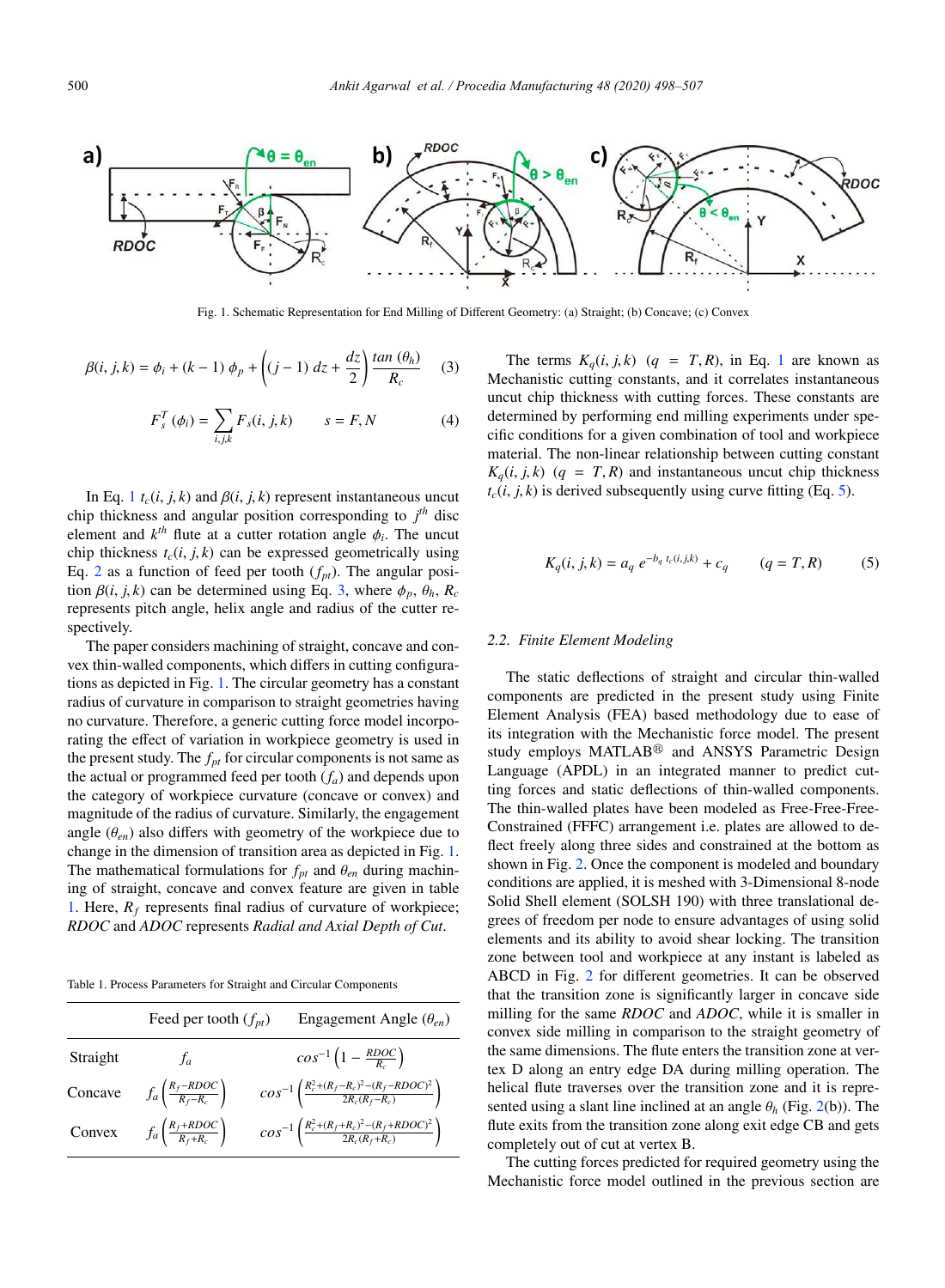Fig. 1. Schematic Representation for End Milling of Different Geometry: (a) Straight; (b) Concave; (c) Convex

$$\beta(i,j,k) = \phi_i + (k-1)\,\phi_p + \left((j-1)\,dz + \frac{dz}{2}\right)\frac{\tan(\theta_h)}{R_c} \tag{3}$$

$$F_s^T(\phi_i) = \sum_{i,j,k} F_s(i,j,k) \qquad s = F, N \tag{4}$$

In Eq. 1 $t_c(i,j,k)$ and $\beta(i,j,k)$ represent instantaneous uncut chip thickness and angular position corresponding to $j^{th}$ disc element and $k^{th}$ flute at a cutter rotation angle $\phi_i$. The uncut chip thickness $t_c(i,j,k)$ can be expressed geometrically using Eq. 2 as a function of feed per tooth ($f_{pt}$). The angular position $\beta(i,j,k)$ can be determined using Eq. 3, where $\phi_p$, $\theta_h$, $R_c$ represents pitch angle, helix angle and radius of the cutter respectively.

The paper considers machining of straight, concave and convex thin-walled components, which differs in cutting configurations as depicted in Fig. 1. The circular geometry has a constant radius of curvature in comparison to straight geometries having no curvature. Therefore, a generic cutting force model incorporating the effect of variation in workpiece geometry is used in the present study. The $f_{pt}$ for circular components is not same as the actual or programmed feed per tooth ($f_a$) and depends upon the category of workpiece curvature (concave or convex) and magnitude of the radius of curvature. Similarly, the engagement angle ($\theta_{en}$) also differs with geometry of the workpiece due to change in the dimension of transition area as depicted in Fig. 1. The mathematical formulations for $f_{pt}$ and $\theta_{en}$ during machining of straight, concave and convex feature are given in table 1. Here, $R_f$ represents final radius of curvature of workpiece; *RDOC* and *ADOC* represents *Radial and Axial Depth of Cut*.

Table 1. Process Parameters for Straight and Circular Components

| | Feed per tooth ($f_{pt}$) | Engagement Angle ($\theta_{en}$) |
|---|---|---|
| Straight | $f_a$ | $\cos^{-1}\left(1 - \frac{RDOC}{R_c}\right)$ |
| Concave | $f_a\left(\frac{R_f - RDOC}{R_f - R_c}\right)$ | $\cos^{-1}\left(\frac{R_c^2 + (R_f - R_c)^2 - (R_f - RDOC)^2}{2R_c(R_f - R_c)}\right)$ |
| Convex | $f_a\left(\frac{R_f + RDOC}{R_f + R_c}\right)$ | $\cos^{-1}\left(\frac{R_c^2 + (R_f + R_c)^2 - (R_f + RDOC)^2}{2R_c(R_f + R_c)}\right)$ |

The terms $K_q(i,j,k)$ $(q = T, R)$, in Eq. 1 are known as Mechanistic cutting constants, and it correlates instantaneous uncut chip thickness with cutting forces. These constants are determined by performing end milling experiments under specific conditions for a given combination of tool and workpiece material. The non-linear relationship between cutting constant $K_q(i,j,k)$ $(q = T, R)$ and instantaneous uncut chip thickness $t_c(i,j,k)$ is derived subsequently using curve fitting (Eq. 5).

$$K_q(i,j,k) = a_q\, e^{-b_q\, t_c(i,j,k)} + c_q \qquad (q = T, R) \tag{5}$$

### 2.2. Finite Element Modeling

The static deflections of straight and circular thin-walled components are predicted in the present study using Finite Element Analysis (FEA) based methodology due to ease of its integration with the Mechanistic force model. The present study employs MATLAB® and ANSYS Parametric Design Language (APDL) in an integrated manner to predict cutting forces and static deflections of thin-walled components. The thin-walled plates have been modeled as Free-Free-Free-Constrained (FFFC) arrangement i.e. plates are allowed to deflect freely along three sides and constrained at the bottom as shown in Fig. 2. Once the component is modeled and boundary conditions are applied, it is meshed with 3-Dimensional 8-node Solid Shell element (SOLSH 190) with three translational degrees of freedom per node to ensure advantages of using solid elements and its ability to avoid shear locking. The transition zone between tool and workpiece at any instant is labeled as ABCD in Fig. 2 for different geometries. It can be observed that the transition zone is significantly larger in concave side milling for the same *RDOC* and *ADOC*, while it is smaller in convex side milling in comparison to the straight geometry of the same dimensions. The flute enters the transition zone at vertex D along an entry edge DA during milling operation. The helical flute traverses over the transition zone and it is represented using a slant line inclined at an angle $\theta_h$ (Fig. 2(b)). The flute exits from the transition zone along exit edge CB and gets completely out of cut at vertex B.

The cutting forces predicted for required geometry using the Mechanistic force model outlined in the previous section are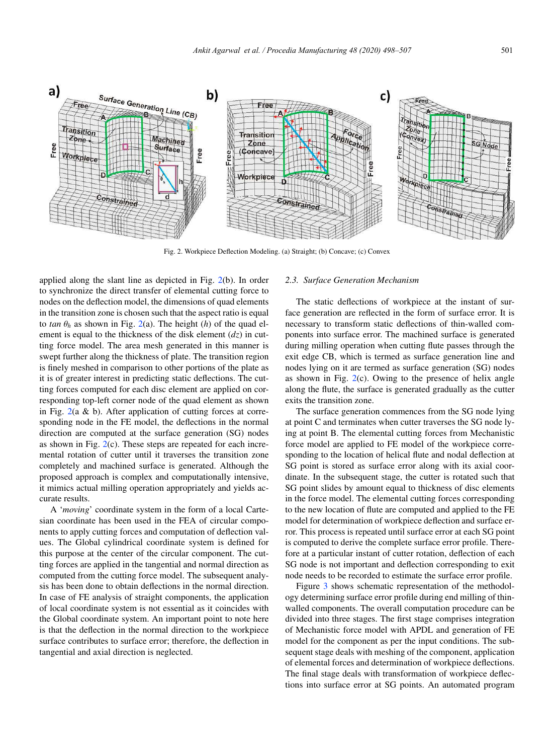Fig. 2. Workpiece Deflection Modeling. (a) Straight; (b) Concave; (c) Convex

applied along the slant line as depicted in Fig. 2(b). In order to synchronize the direct transfer of elemental cutting force to nodes on the deflection model, the dimensions of quad elements in the transition zone is chosen such that the aspect ratio is equal to *tan* $\theta_h$ as shown in Fig. 2(a). The height ($h$) of the quad element is equal to the thickness of the disk element ($dz$) in cutting force model. The area mesh generated in this manner is swept further along the thickness of plate. The transition region is finely meshed in comparison to other portions of the plate as it is of greater interest in predicting static deflections. The cutting forces computed for each disc element are applied on corresponding top-left corner node of the quad element as shown in Fig. 2(a & b). After application of cutting forces at corresponding node in the FE model, the deflections in the normal direction are computed at the surface generation (SG) nodes as shown in Fig. 2(c). These steps are repeated for each incremental rotation of cutter until it traverses the transition zone completely and machined surface is generated. Although the proposed approach is complex and computationally intensive, it mimics actual milling operation appropriately and yields accurate results.

A '*moving*' coordinate system in the form of a local Cartesian coordinate has been used in the FEA of circular components to apply cutting forces and computation of deflection values. The Global cylindrical coordinate system is defined for this purpose at the center of the circular component. The cutting forces are applied in the tangential and normal direction as computed from the cutting force model. The subsequent analysis has been done to obtain deflections in the normal direction. In case of FE analysis of straight components, the application of local coordinate system is not essential as it coincides with the Global coordinate system. An important point to note here is that the deflection in the normal direction to the workpiece surface contributes to surface error; therefore, the deflection in tangential and axial direction is neglected.

### 2.3. Surface Generation Mechanism

The static deflections of workpiece at the instant of surface generation are reflected in the form of surface error. It is necessary to transform static deflections of thin-walled components into surface error. The machined surface is generated during milling operation when cutting flute passes through the exit edge CB, which is termed as surface generation line and nodes lying on it are termed as surface generation (SG) nodes as shown in Fig. 2(c). Owing to the presence of helix angle along the flute, the surface is generated gradually as the cutter exits the transition zone.

The surface generation commences from the SG node lying at point C and terminates when cutter traverses the SG node lying at point B. The elemental cutting forces from Mechanistic force model are applied to FE model of the workpiece corresponding to the location of helical flute and nodal deflection at SG point is stored as surface error along with its axial coordinate. In the subsequent stage, the cutter is rotated such that SG point slides by amount equal to thickness of disc elements in the force model. The elemental cutting forces corresponding to the new location of flute are computed and applied to the FE model for determination of workpiece deflection and surface error. This process is repeated until surface error at each SG point is computed to derive the complete surface error profile. Therefore at a particular instant of cutter rotation, deflection of each SG node is not important and deflection corresponding to exit node needs to be recorded to estimate the surface error profile.

Figure 3 shows schematic representation of the methodology determining surface error profile during end milling of thin-walled components. The overall computation procedure can be divided into three stages. The first stage comprises integration of Mechanistic force model with APDL and generation of FE model for the component as per the input conditions. The subsequent stage deals with meshing of the component, application of elemental forces and determination of workpiece deflections. The final stage deals with transformation of workpiece deflections into surface error at SG points. An automated program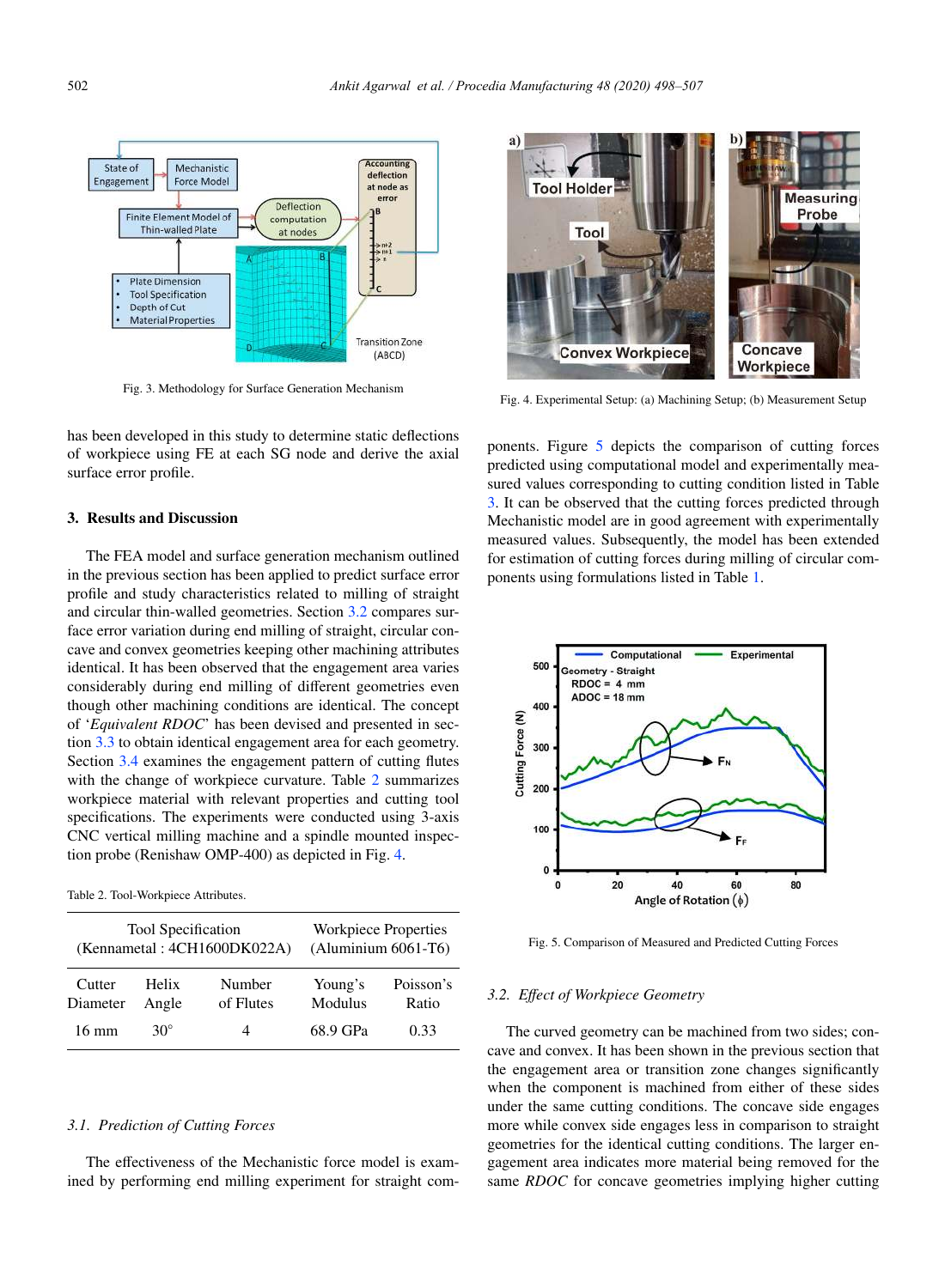Fig. 3. Methodology for Surface Generation Mechanism

has been developed in this study to determine static deflections of workpiece using FE at each SG node and derive the axial surface error profile.

## 3. Results and Discussion

The FEA model and surface generation mechanism outlined in the previous section has been applied to predict surface error profile and study characteristics related to milling of straight and circular thin-walled geometries. Section 3.2 compares surface error variation during end milling of straight, circular concave and convex geometries keeping other machining attributes identical. It has been observed that the engagement area varies considerably during end milling of different geometries even though other machining conditions are identical. The concept of '*Equivalent RDOC*' has been devised and presented in section 3.3 to obtain identical engagement area for each geometry. Section 3.4 examines the engagement pattern of cutting flutes with the change of workpiece curvature. Table 2 summarizes workpiece material with relevant properties and cutting tool specifications. The experiments were conducted using 3-axis CNC vertical milling machine and a spindle mounted inspection probe (Renishaw OMP-400) as depicted in Fig. 4.

Table 2. Tool-Workpiece Attributes.

| Tool Specification (Kennametal : 4CH1600DK022A) | | | Workpiece Properties (Aluminium 6061-T6) | |
|---|---|---|---|---|
| Cutter Diameter | Helix Angle | Number of Flutes | Young's Modulus | Poisson's Ratio |
| 16 mm | 30° | 4 | 68.9 GPa | 0.33 |

### 3.1. Prediction of Cutting Forces

The effectiveness of the Mechanistic force model is examined by performing end milling experiment for straight components. Figure 5 depicts the comparison of cutting forces predicted using computational model and experimentally measured values corresponding to cutting condition listed in Table 3. It can be observed that the cutting forces predicted through Mechanistic model are in good agreement with experimentally measured values. Subsequently, the model has been extended for estimation of cutting forces during milling of circular components using formulations listed in Table 1.

Fig. 4. Experimental Setup: (a) Machining Setup; (b) Measurement Setup

Fig. 5. Comparison of Measured and Predicted Cutting Forces

### 3.2. Effect of Workpiece Geometry

The curved geometry can be machined from two sides; concave and convex. It has been shown in the previous section that the engagement area or transition zone changes significantly when the component is machined from either of these sides under the same cutting conditions. The concave side engages more while convex side engages less in comparison to straight geometries for the identical cutting conditions. The larger engagement area indicates more material being removed for the same *RDOC* for concave geometries implying higher cutting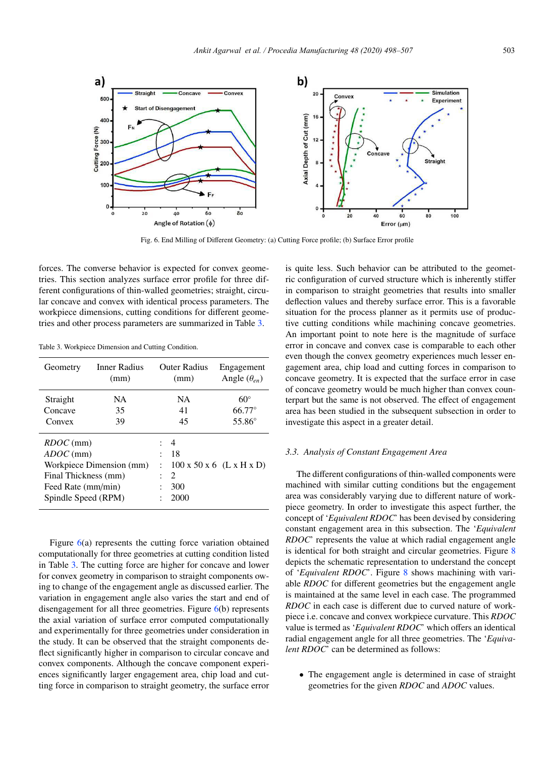Fig. 6. End Milling of Different Geometry: (a) Cutting Force profile; (b) Surface Error profile

forces. The converse behavior is expected for convex geometries. This section analyzes surface error profile for three different configurations of thin-walled geometries; straight, circular concave and convex with identical process parameters. The workpiece dimensions, cutting conditions for different geometries and other process parameters are summarized in Table 3.

Table 3. Workpiece Dimension and Cutting Condition.

| Geometry | Inner Radius (mm) | Outer Radius (mm) | Engagement Angle ($\theta_{en}$) |
|---|---|---|---|
| Straight | NA | NA | 60° |
| Concave | 35 | 41 | 66.77° |
| Convex | 39 | 45 | 55.86° |
| *RDOC* (mm) | : | 4 | |
| *ADOC* (mm) | : | 18 | |
| Workpiece Dimension (mm) | : | 100 x 50 x 6 (L x H x D) | |
| Final Thickness (mm) | : | 2 | |
| Feed Rate (mm/min) | : | 300 | |
| Spindle Speed (RPM) | : | 2000 | |

Figure 6(a) represents the cutting force variation obtained computationally for three geometries at cutting condition listed in Table 3. The cutting force are higher for concave and lower for convex geometry in comparison to straight components owing to change of the engagement angle as discussed earlier. The variation in engagement angle also varies the start and end of disengagement for all three geometries. Figure 6(b) represents the axial variation of surface error computed computationally and experimentally for three geometries under consideration in the study. It can be observed that the straight components deflect significantly higher in comparison to circular concave and convex components. Although the concave component experiences significantly larger engagement area, chip load and cutting force in comparison to straight geometry, the surface error is quite less. Such behavior can be attributed to the geometric configuration of curved structure which is inherently stiffer in comparison to straight geometries that results into smaller deflection values and thereby surface error. This is a favorable situation for the process planner as it permits use of productive cutting conditions while machining concave geometries. An important point to note here is the magnitude of surface error in concave and convex case is comparable to each other even though the convex geometry experiences much lesser engagement area, chip load and cutting forces in comparison to concave geometry. It is expected that the surface error in case of concave geometry would be much higher than convex counterpart but the same is not observed. The effect of engagement area has been studied in the subsequent subsection in order to investigate this aspect in a greater detail.

### 3.3. Analysis of Constant Engagement Area

The different configurations of thin-walled components were machined with similar cutting conditions but the engagement area was considerably varying due to different nature of workpiece geometry. In order to investigate this aspect further, the concept of '*Equivalent RDOC*' has been devised by considering constant engagement area in this subsection. The '*Equivalent RDOC*' represents the value at which radial engagement angle is identical for both straight and circular geometries. Figure 8 depicts the schematic representation to understand the concept of '*Equivalent RDOC*'. Figure 8 shows machining with variable *RDOC* for different geometries but the engagement angle is maintained at the same level in each case. The programmed *RDOC* in each case is different due to curved nature of workpiece i.e. concave and convex workpiece curvature. This *RDOC* value is termed as '*Equivalent RDOC*' which offers an identical radial engagement angle for all three geometries. The '*Equivalent RDOC*' can be determined as follows:

- The engagement angle is determined in case of straight geometries for the given *RDOC* and *ADOC* values.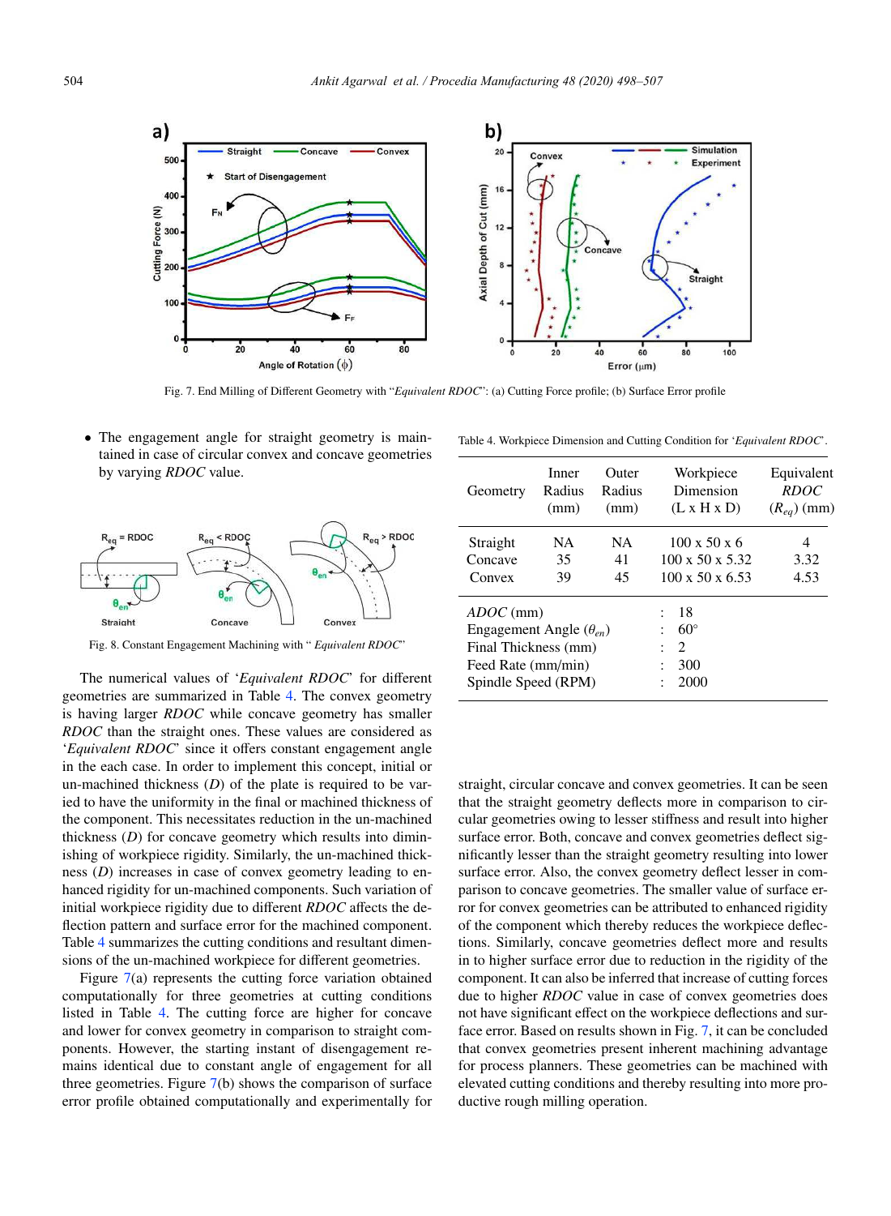Fig. 7. End Milling of Different Geometry with "*Equivalent RDOC*": (a) Cutting Force profile; (b) Surface Error profile

- The engagement angle for straight geometry is maintained in case of circular convex and concave geometries by varying *RDOC* value.

Fig. 8. Constant Engagement Machining with " *Equivalent RDOC*"

The numerical values of '*Equivalent RDOC*' for different geometries are summarized in Table 4. The convex geometry is having larger *RDOC* while concave geometry has smaller *RDOC* than the straight ones. These values are considered as '*Equivalent RDOC*' since it offers constant engagement angle in the each case. In order to implement this concept, initial or un-machined thickness (*D*) of the plate is required to be varied to have the uniformity in the final or machined thickness of the component. This necessitates reduction in the un-machined thickness (*D*) for concave geometry which results into diminishing of workpiece rigidity. Similarly, the un-machined thickness (*D*) increases in case of convex geometry leading to enhanced rigidity for un-machined components. Such variation of initial workpiece rigidity due to different *RDOC* affects the deflection pattern and surface error for the machined component. Table 4 summarizes the cutting conditions and resultant dimensions of the un-machined workpiece for different geometries.

Figure 7(a) represents the cutting force variation obtained computationally for three geometries at cutting conditions listed in Table 4. The cutting force are higher for concave and lower for convex geometry in comparison to straight components. However, the starting instant of disengagement remains identical due to constant angle of engagement for all three geometries. Figure 7(b) shows the comparison of surface error profile obtained computationally and experimentally for

Table 4. Workpiece Dimension and Cutting Condition for '*Equivalent RDOC*'.

| Geometry | Inner Radius (mm) | Outer Radius (mm) | Workpiece Dimension (L x H x D) | Equivalent *RDOC* ($R_{eq}$) (mm) |
|---|---|---|---|---|
| Straight | NA | NA | 100 x 50 x 6 | 4 |
| Concave | 35 | 41 | 100 x 50 x 5.32 | 3.32 |
| Convex | 39 | 45 | 100 x 50 x 6.53 | 4.53 |

| | |
|---|---|
| *ADOC* (mm) | : 18 |
| Engagement Angle ($\theta_{en}$) | : 60° |
| Final Thickness (mm) | : 2 |
| Feed Rate (mm/min) | : 300 |
| Spindle Speed (RPM) | : 2000 |

straight, circular concave and convex geometries. It can be seen that the straight geometry deflects more in comparison to circular geometries owing to lesser stiffness and result into higher surface error. Both, concave and convex geometries deflect significantly lesser than the straight geometry resulting into lower surface error. Also, the convex geometry deflect lesser in comparison to concave geometries. The smaller value of surface error for convex geometries can be attributed to enhanced rigidity of the component which thereby reduces the workpiece deflections. Similarly, concave geometries deflect more and results in to higher surface error due to reduction in the rigidity of the component. It can also be inferred that increase of cutting forces due to higher *RDOC* value in case of convex geometries does not have significant effect on the workpiece deflections and surface error. Based on results shown in Fig. 7, it can be concluded that convex geometries present inherent machining advantage for process planners. These geometries can be machined with elevated cutting conditions and thereby resulting into more productive rough milling operation.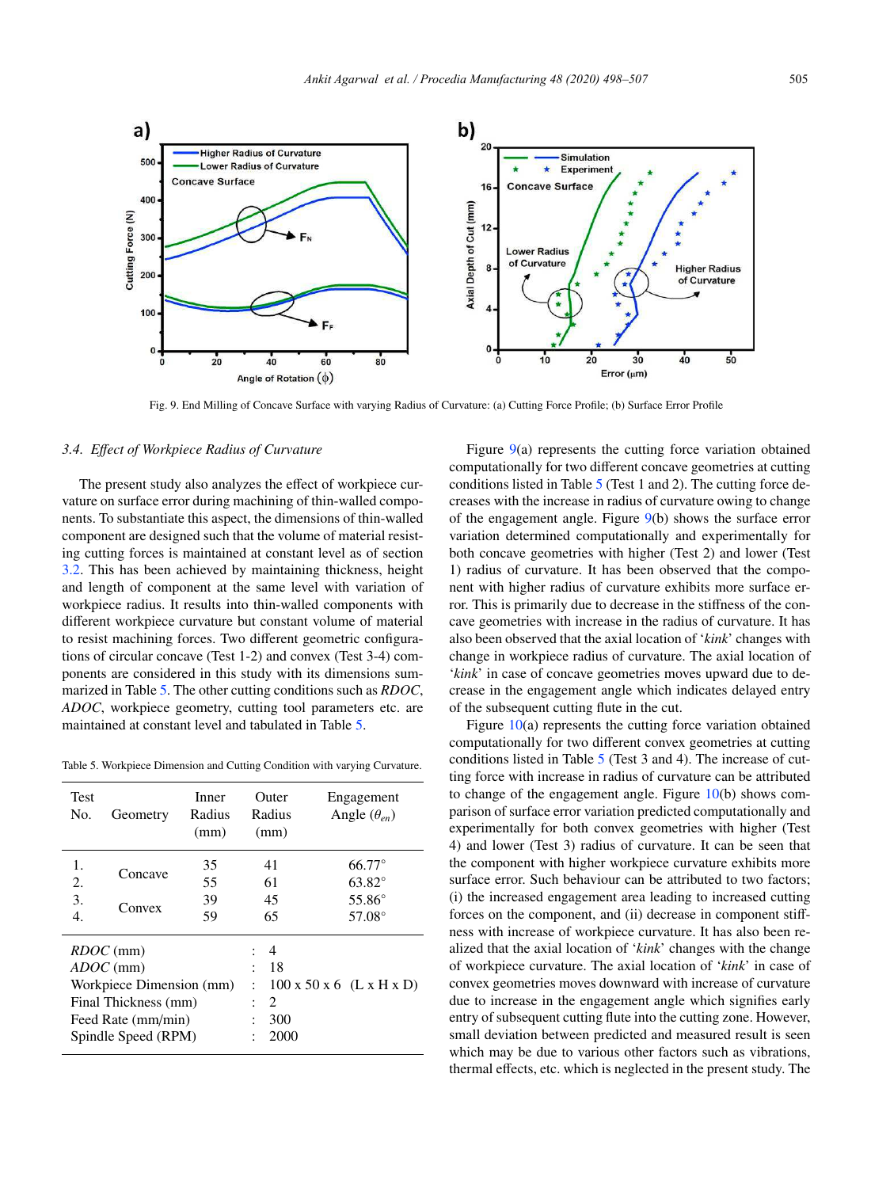Fig. 9. End Milling of Concave Surface with varying Radius of Curvature: (a) Cutting Force Profile; (b) Surface Error Profile

### 3.4. *Effect of Workpiece Radius of Curvature*

The present study also analyzes the effect of workpiece curvature on surface error during machining of thin-walled components. To substantiate this aspect, the dimensions of thin-walled component are designed such that the volume of material resisting cutting forces is maintained at constant level as of section 3.2. This has been achieved by maintaining thickness, height and length of component at the same level with variation of workpiece radius. It results into thin-walled components with different workpiece curvature but constant volume of material to resist machining forces. Two different geometric configurations of circular concave (Test 1-2) and convex (Test 3-4) components are considered in this study with its dimensions summarized in Table 5. The other cutting conditions such as *RDOC*, *ADOC*, workpiece geometry, cutting tool parameters etc. are maintained at constant level and tabulated in Table 5.

Table 5. Workpiece Dimension and Cutting Condition with varying Curvature.

| Test No. | Geometry | Inner Radius (mm) | Outer Radius (mm) | Engagement Angle ($\theta_{en}$) |
|---|---|---|---|---|
| 1. | Concave | 35 | 41 | 66.77° |
| 2. | | 55 | 61 | 63.82° |
| 3. | Convex | 39 | 45 | 55.86° |
| 4. | | 59 | 65 | 57.08° |

| Parameter | | Value |
|---|---|---|
| *RDOC* (mm) | : | 4 |
| *ADOC* (mm) | : | 18 |
| Workpiece Dimension (mm) | : | 100 x 50 x 6 (L x H x D) |
| Final Thickness (mm) | : | 2 |
| Feed Rate (mm/min) | : | 300 |
| Spindle Speed (RPM) | : | 2000 |

Figure 9(a) represents the cutting force variation obtained computationally for two different concave geometries at cutting conditions listed in Table 5 (Test 1 and 2). The cutting force decreases with the increase in radius of curvature owing to change of the engagement angle. Figure 9(b) shows the surface error variation determined computationally and experimentally for both concave geometries with higher (Test 2) and lower (Test 1) radius of curvature. It has been observed that the component with higher radius of curvature exhibits more surface error. This is primarily due to decrease in the stiffness of the concave geometries with increase in the radius of curvature. It has also been observed that the axial location of '*kink*' changes with change in workpiece radius of curvature. The axial location of '*kink*' in case of concave geometries moves upward due to decrease in the engagement angle which indicates delayed entry of the subsequent cutting flute in the cut.

Figure 10(a) represents the cutting force variation obtained computationally for two different convex geometries at cutting conditions listed in Table 5 (Test 3 and 4). The increase of cutting force with increase in radius of curvature can be attributed to change of the engagement angle. Figure 10(b) shows comparison of surface error variation predicted computationally and experimentally for both convex geometries with higher (Test 4) and lower (Test 3) radius of curvature. It can be seen that the component with higher workpiece curvature exhibits more surface error. Such behaviour can be attributed to two factors; (i) the increased engagement area leading to increased cutting forces on the component, and (ii) decrease in component stiffness with increase of workpiece curvature. It has also been realized that the axial location of '*kink*' changes with the change of workpiece curvature. The axial location of '*kink*' in case of convex geometries moves downward with increase of curvature due to increase in the engagement angle which signifies early entry of subsequent cutting flute into the cutting zone. However, small deviation between predicted and measured result is seen which may be due to various other factors such as vibrations, thermal effects, etc. which is neglected in the present study. The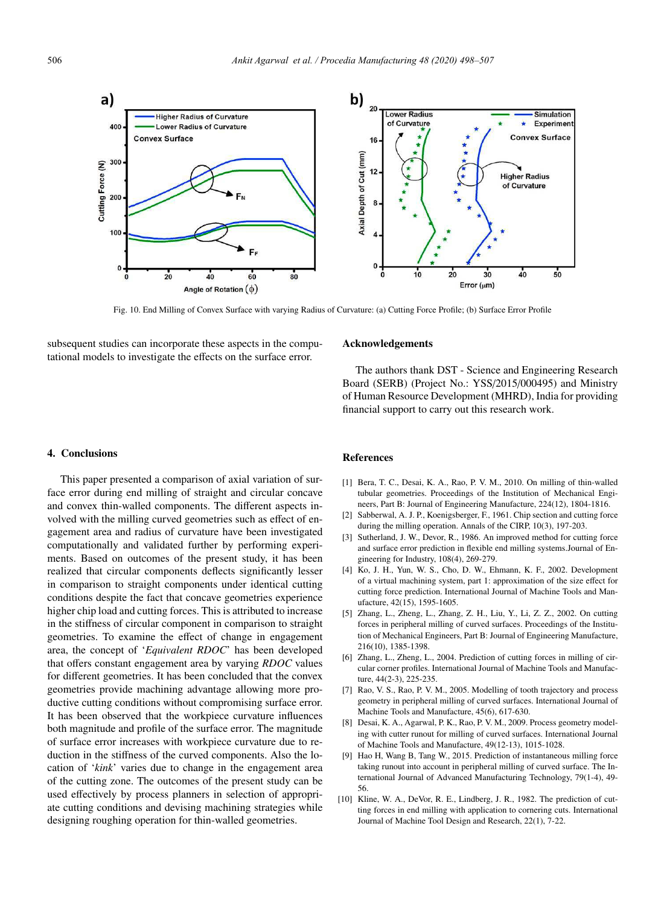Fig. 10. End Milling of Convex Surface with varying Radius of Curvature: (a) Cutting Force Profile; (b) Surface Error Profile

subsequent studies can incorporate these aspects in the computational models to investigate the effects on the surface error.

## 4. Conclusions

This paper presented a comparison of axial variation of surface error during end milling of straight and circular concave and convex thin-walled components. The different aspects involved with the milling curved geometries such as effect of engagement area and radius of curvature have been investigated computationally and validated further by performing experiments. Based on outcomes of the present study, it has been realized that circular components deflects significantly lesser in comparison to straight components under identical cutting conditions despite the fact that concave geometries experience higher chip load and cutting forces. This is attributed to increase in the stiffness of circular component in comparison to straight geometries. To examine the effect of change in engagement area, the concept of '*Equivalent RDOC*' has been developed that offers constant engagement area by varying *RDOC* values for different geometries. It has been concluded that the convex geometries provide machining advantage allowing more productive cutting conditions without compromising surface error. It has been observed that the workpiece curvature influences both magnitude and profile of the surface error. The magnitude of surface error increases with workpiece curvature due to reduction in the stiffness of the curved components. Also the location of '*kink*' varies due to change in the engagement area of the cutting zone. The outcomes of the present study can be used effectively by process planners in selection of appropriate cutting conditions and devising machining strategies while designing roughing operation for thin-walled geometries.

## Acknowledgements

The authors thank DST - Science and Engineering Research Board (SERB) (Project No.: YSS/2015/000495) and Ministry of Human Resource Development (MHRD), India for providing financial support to carry out this research work.

## References

[1] Bera, T. C., Desai, K. A., Rao, P. V. M., 2010. On milling of thin-walled tubular geometries. Proceedings of the Institution of Mechanical Engineers, Part B: Journal of Engineering Manufacture, 224(12), 1804-1816.

[2] Sabberwal, A. J. P., Koenigsberger, F., 1961. Chip section and cutting force during the milling operation. Annals of the CIRP, 10(3), 197-203.

[3] Sutherland, J. W., Devor, R., 1986. An improved method for cutting force and surface error prediction in flexible end milling systems.Journal of Engineering for Industry, 108(4), 269-279.

[4] Ko, J. H., Yun, W. S., Cho, D. W., Ehmann, K. F., 2002. Development of a virtual machining system, part 1: approximation of the size effect for cutting force prediction. International Journal of Machine Tools and Manufacture, 42(15), 1595-1605.

[5] Zhang, L., Zheng, L., Zhang, Z. H., Liu, Y., Li, Z. Z., 2002. On cutting forces in peripheral milling of curved surfaces. Proceedings of the Institution of Mechanical Engineers, Part B: Journal of Engineering Manufacture, 216(10), 1385-1398.

[6] Zhang, L., Zheng, L., 2004. Prediction of cutting forces in milling of circular corner profiles. International Journal of Machine Tools and Manufacture, 44(2-3), 225-235.

[7] Rao, V. S., Rao, P. V. M., 2005. Modelling of tooth trajectory and process geometry in peripheral milling of curved surfaces. International Journal of Machine Tools and Manufacture, 45(6), 617-630.

[8] Desai, K. A., Agarwal, P. K., Rao, P. V. M., 2009. Process geometry modeling with cutter runout for milling of curved surfaces. International Journal of Machine Tools and Manufacture, 49(12-13), 1015-1028.

[9] Hao H, Wang B, Tang W., 2015. Prediction of instantaneous milling force taking runout into account in peripheral milling of curved surface. The International Journal of Advanced Manufacturing Technology, 79(1-4), 49-56.

[10] Kline, W. A., DeVor, R. E., Lindberg, J. R., 1982. The prediction of cutting forces in end milling with application to cornering cuts. International Journal of Machine Tool Design and Research, 22(1), 7-22.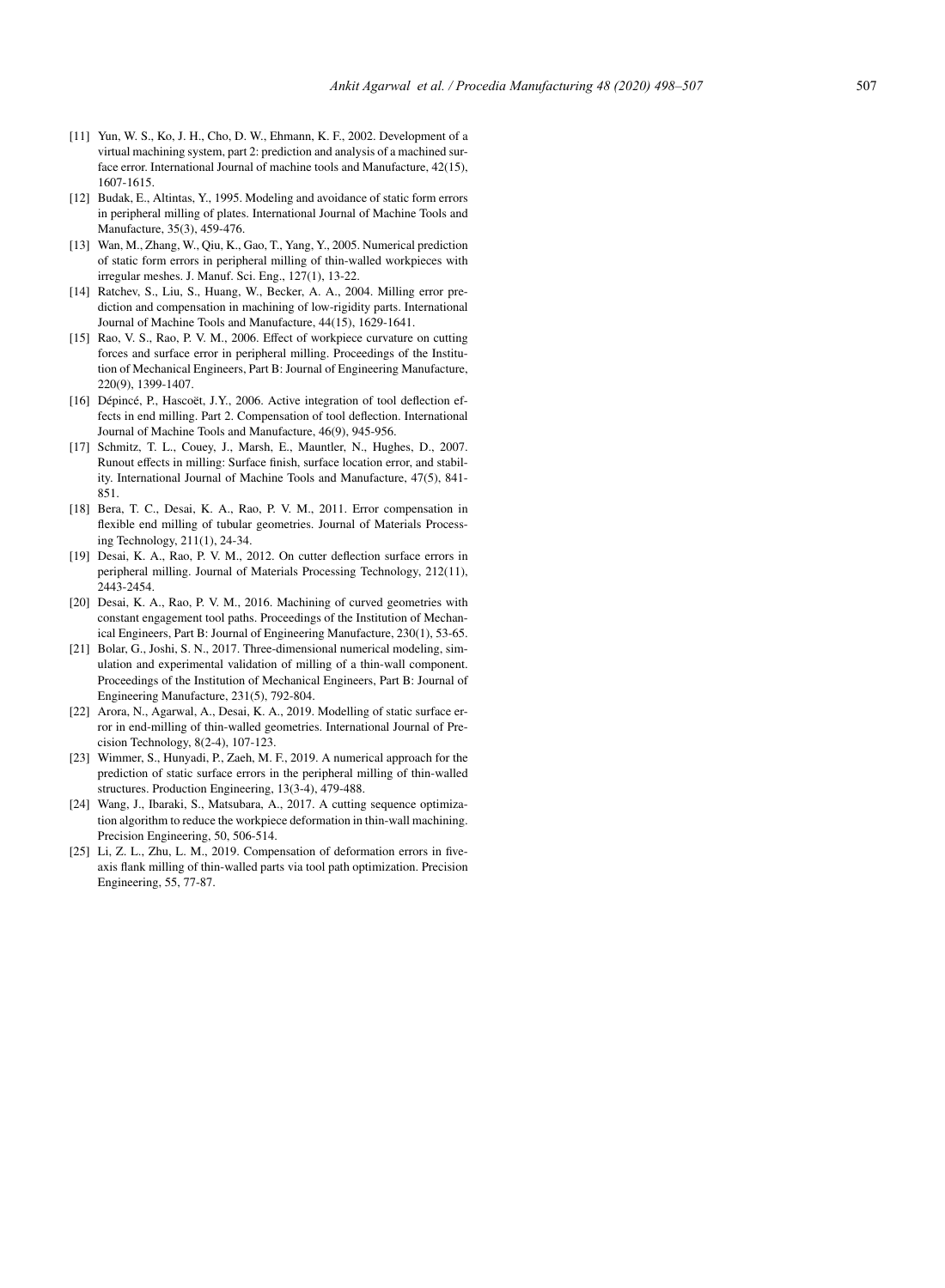[11] Yun, W. S., Ko, J. H., Cho, D. W., Ehmann, K. F., 2002. Development of a virtual machining system, part 2: prediction and analysis of a machined surface error. International Journal of machine tools and Manufacture, 42(15), 1607-1615.

[12] Budak, E., Altintas, Y., 1995. Modeling and avoidance of static form errors in peripheral milling of plates. International Journal of Machine Tools and Manufacture, 35(3), 459-476.

[13] Wan, M., Zhang, W., Qiu, K., Gao, T., Yang, Y., 2005. Numerical prediction of static form errors in peripheral milling of thin-walled workpieces with irregular meshes. J. Manuf. Sci. Eng., 127(1), 13-22.

[14] Ratchev, S., Liu, S., Huang, W., Becker, A. A., 2004. Milling error prediction and compensation in machining of low-rigidity parts. International Journal of Machine Tools and Manufacture, 44(15), 1629-1641.

[15] Rao, V. S., Rao, P. V. M., 2006. Effect of workpiece curvature on cutting forces and surface error in peripheral milling. Proceedings of the Institution of Mechanical Engineers, Part B: Journal of Engineering Manufacture, 220(9), 1399-1407.

[16] Dépincé, P., Hascoët, J.Y., 2006. Active integration of tool deflection effects in end milling. Part 2. Compensation of tool deflection. International Journal of Machine Tools and Manufacture, 46(9), 945-956.

[17] Schmitz, T. L., Couey, J., Marsh, E., Mauntler, N., Hughes, D., 2007. Runout effects in milling: Surface finish, surface location error, and stability. International Journal of Machine Tools and Manufacture, 47(5), 841-851.

[18] Bera, T. C., Desai, K. A., Rao, P. V. M., 2011. Error compensation in flexible end milling of tubular geometries. Journal of Materials Processing Technology, 211(1), 24-34.

[19] Desai, K. A., Rao, P. V. M., 2012. On cutter deflection surface errors in peripheral milling. Journal of Materials Processing Technology, 212(11), 2443-2454.

[20] Desai, K. A., Rao, P. V. M., 2016. Machining of curved geometries with constant engagement tool paths. Proceedings of the Institution of Mechanical Engineers, Part B: Journal of Engineering Manufacture, 230(1), 53-65.

[21] Bolar, G., Joshi, S. N., 2017. Three-dimensional numerical modeling, simulation and experimental validation of milling of a thin-wall component. Proceedings of the Institution of Mechanical Engineers, Part B: Journal of Engineering Manufacture, 231(5), 792-804.

[22] Arora, N., Agarwal, A., Desai, K. A., 2019. Modelling of static surface error in end-milling of thin-walled geometries. International Journal of Precision Technology, 8(2-4), 107-123.

[23] Wimmer, S., Hunyadi, P., Zaeh, M. F., 2019. A numerical approach for the prediction of static surface errors in the peripheral milling of thin-walled structures. Production Engineering, 13(3-4), 479-488.

[24] Wang, J., Ibaraki, S., Matsubara, A., 2017. A cutting sequence optimization algorithm to reduce the workpiece deformation in thin-wall machining. Precision Engineering, 50, 506-514.

[25] Li, Z. L., Zhu, L. M., 2019. Compensation of deformation errors in five-axis flank milling of thin-walled parts via tool path optimization. Precision Engineering, 55, 77-87.